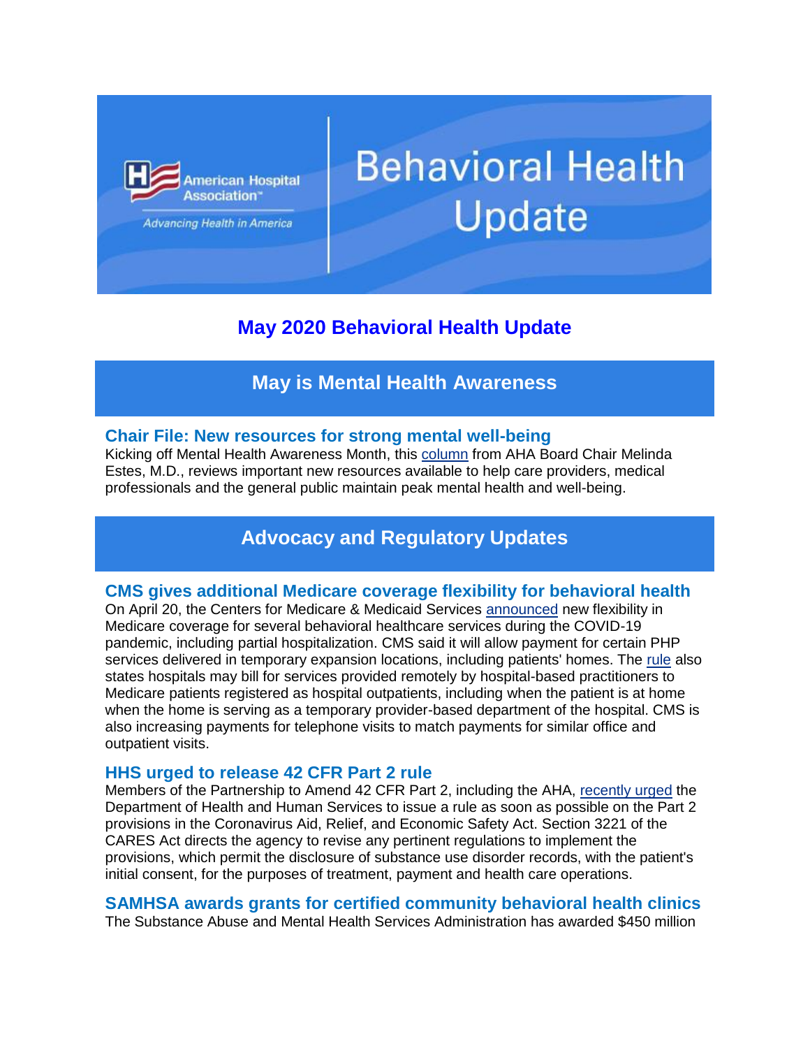# Behavioral Health Update

American Hospital Association

*Advancing Health in America*

## May 2020 Behavioral Health Update

## May is Mental Health Awareness

### Chair File: New resources for strong mental well-being

Kicking off Mental Health Awareness Month, this column from AHA Board Chair Melinda Estes, M.D., reviews important new resources available to help care providers, medical professionals and the general public maintain peak mental health and well-being.

## Advocacy and Regulatory Updates

### CMS gives additional Medicare coverage flexibility for behavioral health

On April 20, the Centers for Medicare & Medicaid Services announced new flexibility in Medicare coverage for several behavioral healthcare services during the COVID-19 pandemic, including partial hospitalization. CMS said it will allow payment for certain PHP services delivered in temporary expansion locations, including patients' homes. The rule also states hospitals may bill for services provided remotely by hospital-based practitioners to Medicare patients registered as hospital outpatients, including when the patient is at home when the home is serving as a temporary provider-based department of the hospital. CMS is also increasing payments for telephone visits to match payments for similar office and outpatient visits.

### HHS urged to release 42 CFR Part 2 rule

Members of the Partnership to Amend 42 CFR Part 2, including the AHA, recently urged the Department of Health and Human Services to issue a rule as soon as possible on the Part 2 provisions in the Coronavirus Aid, Relief, and Economic Safety Act. Section 3221 of the CARES Act directs the agency to revise any pertinent regulations to implement the provisions, which permit the disclosure of substance use disorder records, with the patient's initial consent, for the purposes of treatment, payment and health care operations.

### SAMHSA awards grants for certified community behavioral health clinics

The Substance Abuse and Mental Health Services Administration has awarded $450 million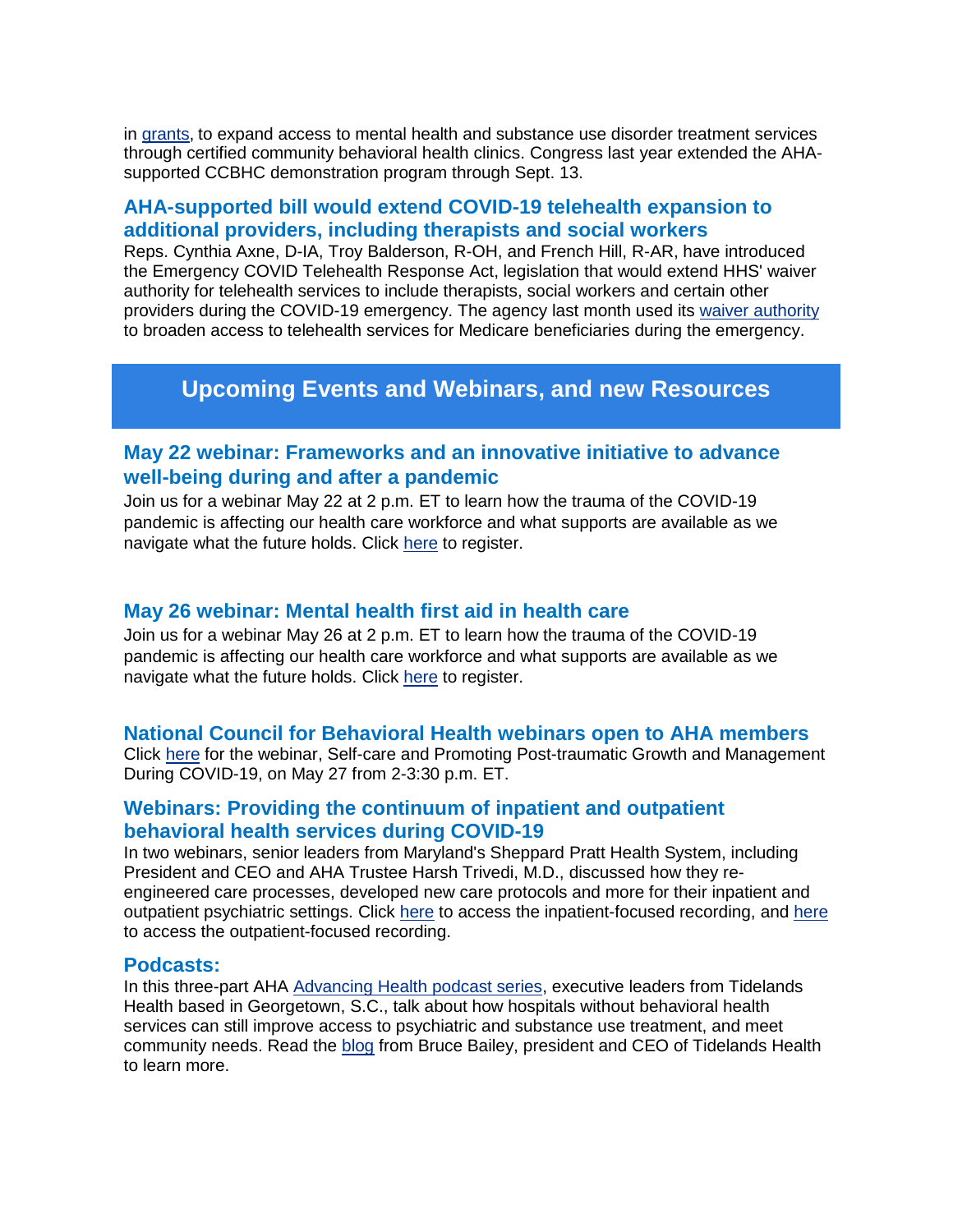in grants, to expand access to mental health and substance use disorder treatment services through certified community behavioral health clinics. Congress last year extended the AHA-supported CCBHC demonstration program through Sept. 13.

### AHA-supported bill would extend COVID-19 telehealth expansion to additional providers, including therapists and social workers

Reps. Cynthia Axne, D-IA, Troy Balderson, R-OH, and French Hill, R-AR, have introduced the Emergency COVID Telehealth Response Act, legislation that would extend HHS' waiver authority for telehealth services to include therapists, social workers and certain other providers during the COVID-19 emergency. The agency last month used its waiver authority to broaden access to telehealth services for Medicare beneficiaries during the emergency.

## Upcoming Events and Webinars, and new Resources

### May 22 webinar: Frameworks and an innovative initiative to advance well-being during and after a pandemic

Join us for a webinar May 22 at 2 p.m. ET to learn how the trauma of the COVID-19 pandemic is affecting our health care workforce and what supports are available as we navigate what the future holds. Click here to register.

### May 26 webinar: Mental health first aid in health care

Join us for a webinar May 26 at 2 p.m. ET to learn how the trauma of the COVID-19 pandemic is affecting our health care workforce and what supports are available as we navigate what the future holds. Click here to register.

### National Council for Behavioral Health webinars open to AHA members

Click here for the webinar, Self-care and Promoting Post-traumatic Growth and Management During COVID-19, on May 27 from 2-3:30 p.m. ET.

### Webinars: Providing the continuum of inpatient and outpatient behavioral health services during COVID-19

In two webinars, senior leaders from Maryland's Sheppard Pratt Health System, including President and CEO and AHA Trustee Harsh Trivedi, M.D., discussed how they re-engineered care processes, developed new care protocols and more for their inpatient and outpatient psychiatric settings. Click here to access the inpatient-focused recording, and here to access the outpatient-focused recording.

### Podcasts:

In this three-part AHA Advancing Health podcast series, executive leaders from Tidelands Health based in Georgetown, S.C., talk about how hospitals without behavioral health services can still improve access to psychiatric and substance use treatment, and meet community needs. Read the blog from Bruce Bailey, president and CEO of Tidelands Health to learn more.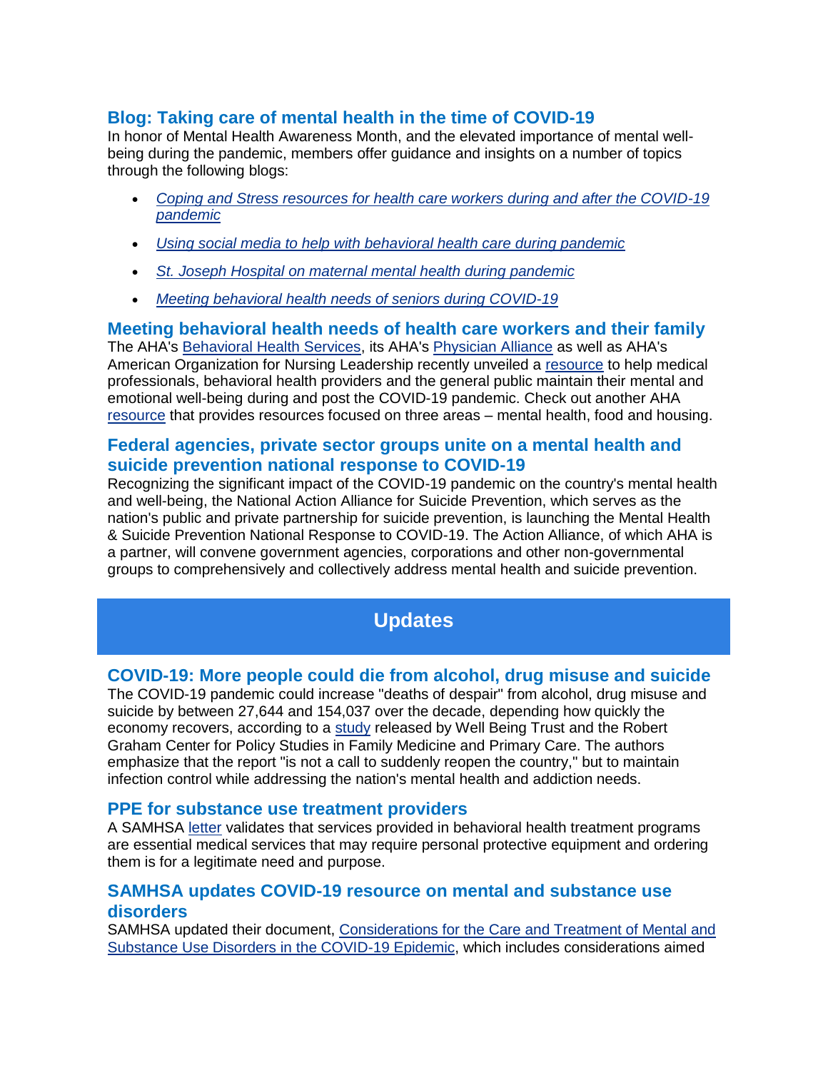## Blog: Taking care of mental health in the time of COVID-19

In honor of Mental Health Awareness Month, and the elevated importance of mental well-being during the pandemic, members offer guidance and insights on a number of topics through the following blogs:

- *Coping and Stress resources for health care workers during and after the COVID-19 pandemic*
- *Using social media to help with behavioral health care during pandemic*
- *St. Joseph Hospital on maternal mental health during pandemic*
- *Meeting behavioral health needs of seniors during COVID-19*

## Meeting behavioral health needs of health care workers and their family

The AHA's Behavioral Health Services, its AHA's Physician Alliance as well as AHA's American Organization for Nursing Leadership recently unveiled a resource to help medical professionals, behavioral health providers and the general public maintain their mental and emotional well-being during and post the COVID-19 pandemic. Check out another AHA resource that provides resources focused on three areas – mental health, food and housing.

## Federal agencies, private sector groups unite on a mental health and suicide prevention national response to COVID-19

Recognizing the significant impact of the COVID-19 pandemic on the country's mental health and well-being, the National Action Alliance for Suicide Prevention, which serves as the nation's public and private partnership for suicide prevention, is launching the Mental Health & Suicide Prevention National Response to COVID-19. The Action Alliance, of which AHA is a partner, will convene government agencies, corporations and other non-governmental groups to comprehensively and collectively address mental health and suicide prevention.

# Updates

## COVID-19: More people could die from alcohol, drug misuse and suicide

The COVID-19 pandemic could increase "deaths of despair" from alcohol, drug misuse and suicide by between 27,644 and 154,037 over the decade, depending how quickly the economy recovers, according to a study released by Well Being Trust and the Robert Graham Center for Policy Studies in Family Medicine and Primary Care. The authors emphasize that the report "is not a call to suddenly reopen the country," but to maintain infection control while addressing the nation's mental health and addiction needs.

## PPE for substance use treatment providers

A SAMHSA letter validates that services provided in behavioral health treatment programs are essential medical services that may require personal protective equipment and ordering them is for a legitimate need and purpose.

## SAMHSA updates COVID-19 resource on mental and substance use disorders

SAMHSA updated their document, Considerations for the Care and Treatment of Mental and Substance Use Disorders in the COVID-19 Epidemic, which includes considerations aimed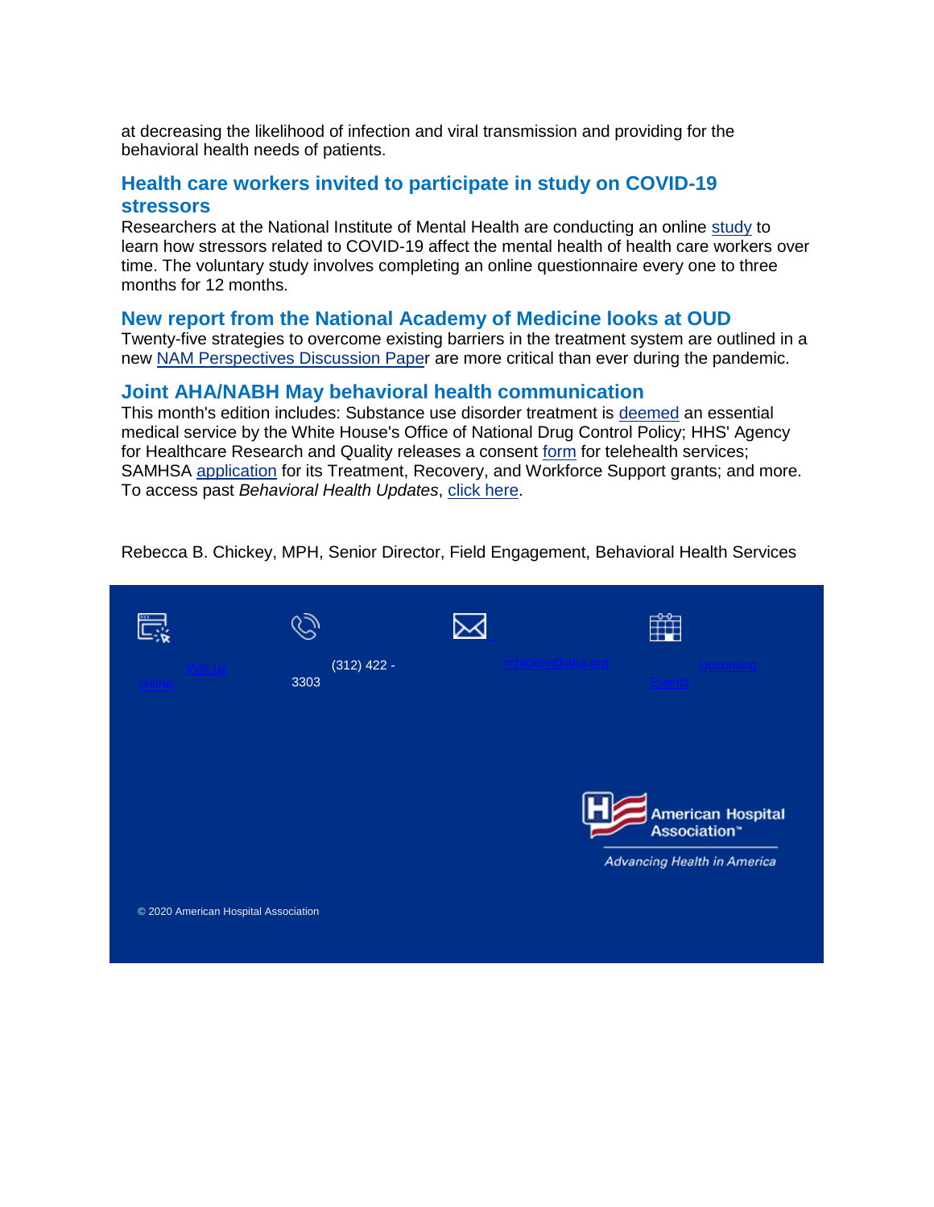at decreasing the likelihood of infection and viral transmission and providing for the behavioral health needs of patients.

## Health care workers invited to participate in study on COVID-19 stressors

Researchers at the National Institute of Mental Health are conducting an online study to learn how stressors related to COVID-19 affect the mental health of health care workers over time. The voluntary study involves completing an online questionnaire every one to three months for 12 months.

## New report from the National Academy of Medicine looks at OUD

Twenty-five strategies to overcome existing barriers in the treatment system are outlined in a new NAM Perspectives Discussion Paper are more critical than ever during the pandemic.

## Joint AHA/NABH May behavioral health communication

This month's edition includes: Substance use disorder treatment is deemed an essential medical service by the White House's Office of National Drug Control Policy; HHS' Agency for Healthcare Research and Quality releases a consent form for telehealth services; SAMHSA application for its Treatment, Recovery, and Workforce Support grants; and more. To access past *Behavioral Health Updates*, click here.

Rebecca B. Chickey, MPH, Senior Director, Field Engagement, Behavioral Health Services

Visit us online

(312) 422 - 3303

rchickey@aha.org

Upcoming Events

American Hospital Association™

Advancing Health in America

© 2020 American Hospital Association